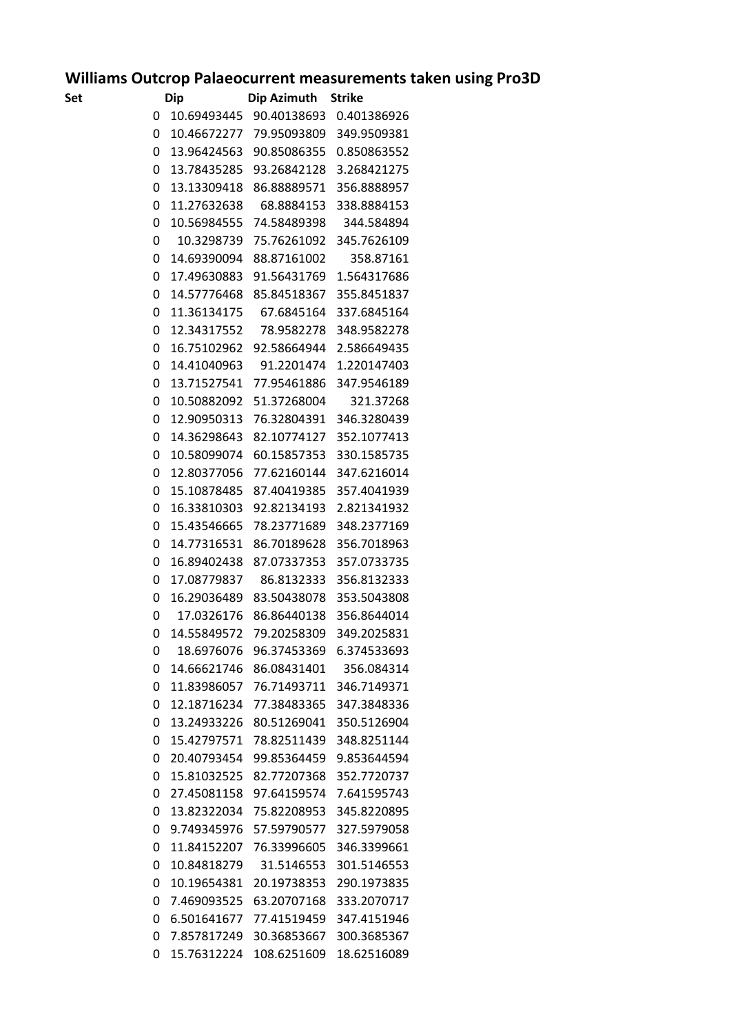# Williams Outcrop Palaeocurrent measurements taken using Pro3D

| Set | Dip | Dip Azimuth | Strike |
|---|---|---|---|
| 0 | 10.69493445 | 90.40138693 | 0.401386926 |
| 0 | 10.46672277 | 79.95093809 | 349.9509381 |
| 0 | 13.96424563 | 90.85086355 | 0.850863552 |
| 0 | 13.78435285 | 93.26842128 | 3.268421275 |
| 0 | 13.13309418 | 86.88889571 | 356.8888957 |
| 0 | 11.27632638 | 68.8884153 | 338.8884153 |
| 0 | 10.56984555 | 74.58489398 | 344.584894 |
| 0 | 10.3298739 | 75.76261092 | 345.7626109 |
| 0 | 14.69390094 | 88.87161002 | 358.87161 |
| 0 | 17.49630883 | 91.56431769 | 1.564317686 |
| 0 | 14.57776468 | 85.84518367 | 355.8451837 |
| 0 | 11.36134175 | 67.6845164 | 337.6845164 |
| 0 | 12.34317552 | 78.9582278 | 348.9582278 |
| 0 | 16.75102962 | 92.58664944 | 2.586649435 |
| 0 | 14.41040963 | 91.2201474 | 1.220147403 |
| 0 | 13.71527541 | 77.95461886 | 347.9546189 |
| 0 | 10.50882092 | 51.37268004 | 321.37268 |
| 0 | 12.90950313 | 76.32804391 | 346.3280439 |
| 0 | 14.36298643 | 82.10774127 | 352.1077413 |
| 0 | 10.58099074 | 60.15857353 | 330.1585735 |
| 0 | 12.80377056 | 77.62160144 | 347.6216014 |
| 0 | 15.10878485 | 87.40419385 | 357.4041939 |
| 0 | 16.33810303 | 92.82134193 | 2.821341932 |
| 0 | 15.43546665 | 78.23771689 | 348.2377169 |
| 0 | 14.77316531 | 86.70189628 | 356.7018963 |
| 0 | 16.89402438 | 87.07337353 | 357.0733735 |
| 0 | 17.08779837 | 86.8132333 | 356.8132333 |
| 0 | 16.29036489 | 83.50438078 | 353.5043808 |
| 0 | 17.0326176 | 86.86440138 | 356.8644014 |
| 0 | 14.55849572 | 79.20258309 | 349.2025831 |
| 0 | 18.6976076 | 96.37453369 | 6.374533693 |
| 0 | 14.66621746 | 86.08431401 | 356.084314 |
| 0 | 11.83986057 | 76.71493711 | 346.7149371 |
| 0 | 12.18716234 | 77.38483365 | 347.3848336 |
| 0 | 13.24933226 | 80.51269041 | 350.5126904 |
| 0 | 15.42797571 | 78.82511439 | 348.8251144 |
| 0 | 20.40793454 | 99.85364459 | 9.853644594 |
| 0 | 15.81032525 | 82.77207368 | 352.7720737 |
| 0 | 27.45081158 | 97.64159574 | 7.641595743 |
| 0 | 13.82322034 | 75.82208953 | 345.8220895 |
| 0 | 9.749345976 | 57.59790577 | 327.5979058 |
| 0 | 11.84152207 | 76.33996605 | 346.3399661 |
| 0 | 10.84818279 | 31.5146553 | 301.5146553 |
| 0 | 10.19654381 | 20.19738353 | 290.1973835 |
| 0 | 7.469093525 | 63.20707168 | 333.2070717 |
| 0 | 6.501641677 | 77.41519459 | 347.4151946 |
| 0 | 7.857817249 | 30.36853667 | 300.3685367 |
| 0 | 15.76312224 | 108.6251609 | 18.62516089 |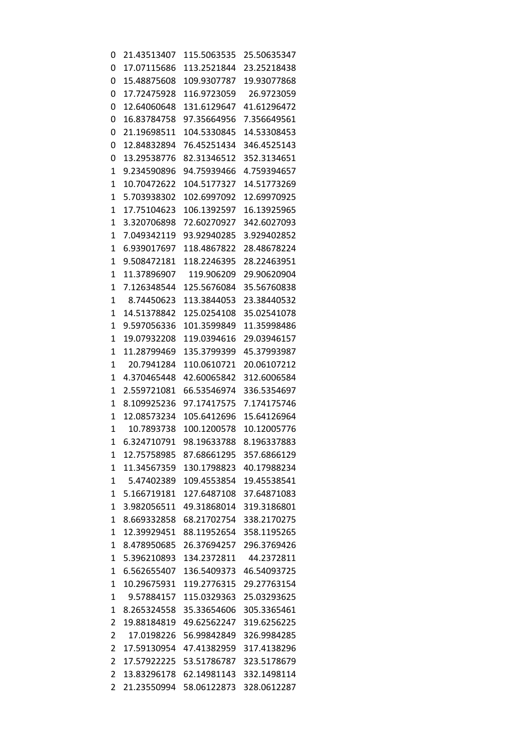| | | | |
|---|---|---|---|
| 0 | 21.43513407 | 115.5063535 | 25.50635347 |
| 0 | 17.07115686 | 113.2521844 | 23.25218438 |
| 0 | 15.48875608 | 109.9307787 | 19.93077868 |
| 0 | 17.72475928 | 116.9723059 | 26.9723059 |
| 0 | 12.64060648 | 131.6129647 | 41.61296472 |
| 0 | 16.83784758 | 97.35664956 | 7.356649561 |
| 0 | 21.19698511 | 104.5330845 | 14.53308453 |
| 0 | 12.84832894 | 76.45251434 | 346.4525143 |
| 0 | 13.29538776 | 82.31346512 | 352.3134651 |
| 1 | 9.234590896 | 94.75939466 | 4.759394657 |
| 1 | 10.70472622 | 104.5177327 | 14.51773269 |
| 1 | 5.703938302 | 102.6997092 | 12.69970925 |
| 1 | 17.75104623 | 106.1392597 | 16.13925965 |
| 1 | 3.320706898 | 72.60270927 | 342.6027093 |
| 1 | 7.049342119 | 93.92940285 | 3.929402852 |
| 1 | 6.939017697 | 118.4867822 | 28.48678224 |
| 1 | 9.508472181 | 118.2246395 | 28.22463951 |
| 1 | 11.37896907 | 119.906209 | 29.90620904 |
| 1 | 7.126348544 | 125.5676084 | 35.56760838 |
| 1 | 8.74450623 | 113.3844053 | 23.38440532 |
| 1 | 14.51378842 | 125.0254108 | 35.02541078 |
| 1 | 9.597056336 | 101.3599849 | 11.35998486 |
| 1 | 19.07932208 | 119.0394616 | 29.03946157 |
| 1 | 11.28799469 | 135.3799399 | 45.37993987 |
| 1 | 20.7941284 | 110.0610721 | 20.06107212 |
| 1 | 4.370465448 | 42.60065842 | 312.6006584 |
| 1 | 2.559721081 | 66.53546974 | 336.5354697 |
| 1 | 8.109925236 | 97.17417575 | 7.174175746 |
| 1 | 12.08573234 | 105.6412696 | 15.64126964 |
| 1 | 10.7893738 | 100.1200578 | 10.12005776 |
| 1 | 6.324710791 | 98.19633788 | 8.196337883 |
| 1 | 12.75758985 | 87.68661295 | 357.6866129 |
| 1 | 11.34567359 | 130.1798823 | 40.17988234 |
| 1 | 5.47402389 | 109.4553854 | 19.45538541 |
| 1 | 5.166719181 | 127.6487108 | 37.64871083 |
| 1 | 3.982056511 | 49.31868014 | 319.3186801 |
| 1 | 8.669332858 | 68.21702754 | 338.2170275 |
| 1 | 12.39929451 | 88.11952654 | 358.1195265 |
| 1 | 8.478950685 | 26.37694257 | 296.3769426 |
| 1 | 5.396210893 | 134.2372811 | 44.2372811 |
| 1 | 6.562655407 | 136.5409373 | 46.54093725 |
| 1 | 10.29675931 | 119.2776315 | 29.27763154 |
| 1 | 9.57884157 | 115.0329363 | 25.03293625 |
| 1 | 8.265324558 | 35.33654606 | 305.3365461 |
| 2 | 19.88184819 | 49.62562247 | 319.6256225 |
| 2 | 17.0198226 | 56.99842849 | 326.9984285 |
| 2 | 17.59130954 | 47.41382959 | 317.4138296 |
| 2 | 17.57922225 | 53.51786787 | 323.5178679 |
| 2 | 13.83296178 | 62.14981143 | 332.1498114 |
| 2 | 21.23550994 | 58.06122873 | 328.0612287 |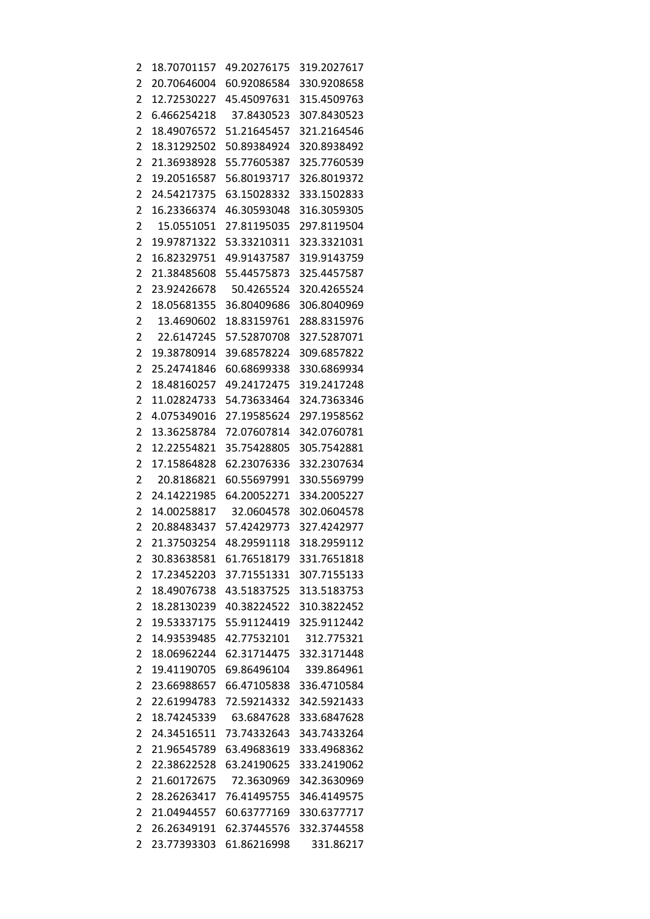| | | | |
|---|---|---|---|
| 2 | 18.70701157 | 49.20276175 | 319.2027617 |
| 2 | 20.70646004 | 60.92086584 | 330.9208658 |
| 2 | 12.72530227 | 45.45097631 | 315.4509763 |
| 2 | 6.466254218 | 37.8430523 | 307.8430523 |
| 2 | 18.49076572 | 51.21645457 | 321.2164546 |
| 2 | 18.31292502 | 50.89384924 | 320.8938492 |
| 2 | 21.36938928 | 55.77605387 | 325.7760539 |
| 2 | 19.20516587 | 56.80193717 | 326.8019372 |
| 2 | 24.54217375 | 63.15028332 | 333.1502833 |
| 2 | 16.23366374 | 46.30593048 | 316.3059305 |
| 2 | 15.0551051 | 27.81195035 | 297.8119504 |
| 2 | 19.97871322 | 53.33210311 | 323.3321031 |
| 2 | 16.82329751 | 49.91437587 | 319.9143759 |
| 2 | 21.38485608 | 55.44575873 | 325.4457587 |
| 2 | 23.92426678 | 50.4265524 | 320.4265524 |
| 2 | 18.05681355 | 36.80409686 | 306.8040969 |
| 2 | 13.4690602 | 18.83159761 | 288.8315976 |
| 2 | 22.6147245 | 57.52870708 | 327.5287071 |
| 2 | 19.38780914 | 39.68578224 | 309.6857822 |
| 2 | 25.24741846 | 60.68699338 | 330.6869934 |
| 2 | 18.48160257 | 49.24172475 | 319.2417248 |
| 2 | 11.02824733 | 54.73633464 | 324.7363346 |
| 2 | 4.075349016 | 27.19585624 | 297.1958562 |
| 2 | 13.36258784 | 72.07607814 | 342.0760781 |
| 2 | 12.22554821 | 35.75428805 | 305.7542881 |
| 2 | 17.15864828 | 62.23076336 | 332.2307634 |
| 2 | 20.8186821 | 60.55697991 | 330.5569799 |
| 2 | 24.14221985 | 64.20052271 | 334.2005227 |
| 2 | 14.00258817 | 32.0604578 | 302.0604578 |
| 2 | 20.88483437 | 57.42429773 | 327.4242977 |
| 2 | 21.37503254 | 48.29591118 | 318.2959112 |
| 2 | 30.83638581 | 61.76518179 | 331.7651818 |
| 2 | 17.23452203 | 37.71551331 | 307.7155133 |
| 2 | 18.49076738 | 43.51837525 | 313.5183753 |
| 2 | 18.28130239 | 40.38224522 | 310.3822452 |
| 2 | 19.53337175 | 55.91124419 | 325.9112442 |
| 2 | 14.93539485 | 42.77532101 | 312.775321 |
| 2 | 18.06962244 | 62.31714475 | 332.3171448 |
| 2 | 19.41190705 | 69.86496104 | 339.864961 |
| 2 | 23.66988657 | 66.47105838 | 336.4710584 |
| 2 | 22.61994783 | 72.59214332 | 342.5921433 |
| 2 | 18.74245339 | 63.6847628 | 333.6847628 |
| 2 | 24.34516511 | 73.74332643 | 343.7433264 |
| 2 | 21.96545789 | 63.49683619 | 333.4968362 |
| 2 | 22.38622528 | 63.24190625 | 333.2419062 |
| 2 | 21.60172675 | 72.3630969 | 342.3630969 |
| 2 | 28.26263417 | 76.41495755 | 346.4149575 |
| 2 | 21.04944557 | 60.63777169 | 330.6377717 |
| 2 | 26.26349191 | 62.37445576 | 332.3744558 |
| 2 | 23.77393303 | 61.86216998 | 331.86217 |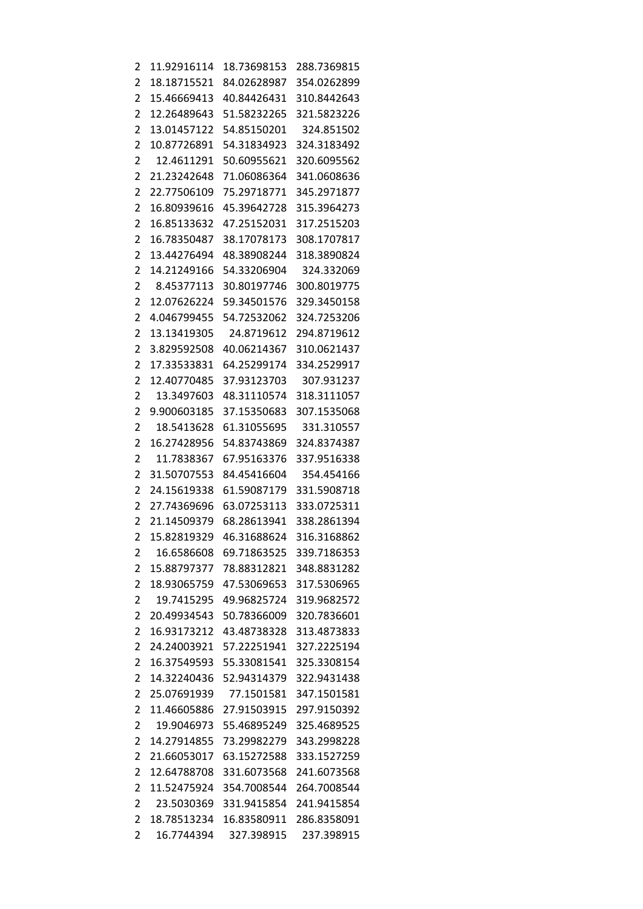| | | | |
|---|---|---|---|
| 2 | 11.92916114 | 18.73698153 | 288.7369815 |
| 2 | 18.18715521 | 84.02628987 | 354.0262899 |
| 2 | 15.46669413 | 40.84426431 | 310.8442643 |
| 2 | 12.26489643 | 51.58232265 | 321.5823226 |
| 2 | 13.01457122 | 54.85150201 | 324.851502 |
| 2 | 10.87726891 | 54.31834923 | 324.3183492 |
| 2 | 12.4611291 | 50.60955621 | 320.6095562 |
| 2 | 21.23242648 | 71.06086364 | 341.0608636 |
| 2 | 22.77506109 | 75.29718771 | 345.2971877 |
| 2 | 16.80939616 | 45.39642728 | 315.3964273 |
| 2 | 16.85133632 | 47.25152031 | 317.2515203 |
| 2 | 16.78350487 | 38.17078173 | 308.1707817 |
| 2 | 13.44276494 | 48.38908244 | 318.3890824 |
| 2 | 14.21249166 | 54.33206904 | 324.332069 |
| 2 | 8.45377113 | 30.80197746 | 300.8019775 |
| 2 | 12.07626224 | 59.34501576 | 329.3450158 |
| 2 | 4.046799455 | 54.72532062 | 324.7253206 |
| 2 | 13.13419305 | 24.8719612 | 294.8719612 |
| 2 | 3.829592508 | 40.06214367 | 310.0621437 |
| 2 | 17.33533831 | 64.25299174 | 334.2529917 |
| 2 | 12.40770485 | 37.93123703 | 307.931237 |
| 2 | 13.3497603 | 48.31110574 | 318.3111057 |
| 2 | 9.900603185 | 37.15350683 | 307.1535068 |
| 2 | 18.5413628 | 61.31055695 | 331.310557 |
| 2 | 16.27428956 | 54.83743869 | 324.8374387 |
| 2 | 11.7838367 | 67.95163376 | 337.9516338 |
| 2 | 31.50707553 | 84.45416604 | 354.454166 |
| 2 | 24.15619338 | 61.59087179 | 331.5908718 |
| 2 | 27.74369696 | 63.07253113 | 333.0725311 |
| 2 | 21.14509379 | 68.28613941 | 338.2861394 |
| 2 | 15.82819329 | 46.31688624 | 316.3168862 |
| 2 | 16.6586608 | 69.71863525 | 339.7186353 |
| 2 | 15.88797377 | 78.88312821 | 348.8831282 |
| 2 | 18.93065759 | 47.53069653 | 317.5306965 |
| 2 | 19.7415295 | 49.96825724 | 319.9682572 |
| 2 | 20.49934543 | 50.78366009 | 320.7836601 |
| 2 | 16.93173212 | 43.48738328 | 313.4873833 |
| 2 | 24.24003921 | 57.22251941 | 327.2225194 |
| 2 | 16.37549593 | 55.33081541 | 325.3308154 |
| 2 | 14.32240436 | 52.94314379 | 322.9431438 |
| 2 | 25.07691939 | 77.1501581 | 347.1501581 |
| 2 | 11.46605886 | 27.91503915 | 297.9150392 |
| 2 | 19.9046973 | 55.46895249 | 325.4689525 |
| 2 | 14.27914855 | 73.29982279 | 343.2998228 |
| 2 | 21.66053017 | 63.15272588 | 333.1527259 |
| 2 | 12.64788708 | 331.6073568 | 241.6073568 |
| 2 | 11.52475924 | 354.7008544 | 264.7008544 |
| 2 | 23.5030369 | 331.9415854 | 241.9415854 |
| 2 | 18.78513234 | 16.83580911 | 286.8358091 |
| 2 | 16.7744394 | 327.398915 | 237.398915 |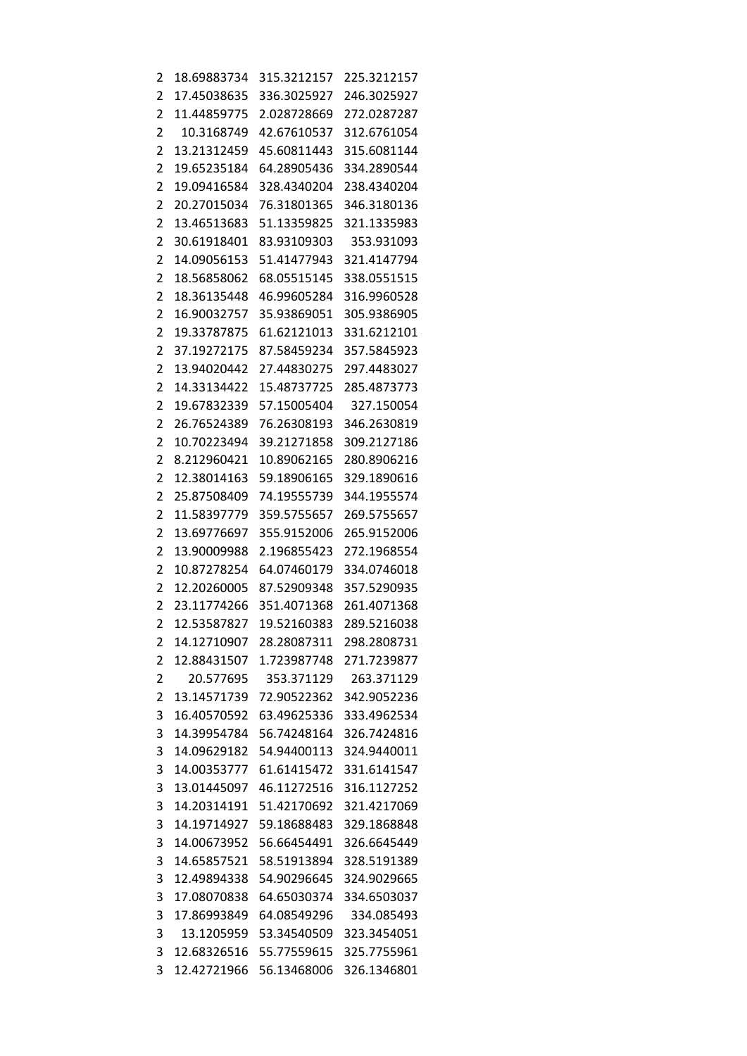| | | | |
|---|---|---|---|
| 2 | 18.69883734 | 315.3212157 | 225.3212157 |
| 2 | 17.45038635 | 336.3025927 | 246.3025927 |
| 2 | 11.44859775 | 2.028728669 | 272.0287287 |
| 2 | 10.3168749 | 42.67610537 | 312.6761054 |
| 2 | 13.21312459 | 45.60811443 | 315.6081144 |
| 2 | 19.65235184 | 64.28905436 | 334.2890544 |
| 2 | 19.09416584 | 328.4340204 | 238.4340204 |
| 2 | 20.27015034 | 76.31801365 | 346.3180136 |
| 2 | 13.46513683 | 51.13359825 | 321.1335983 |
| 2 | 30.61918401 | 83.93109303 | 353.931093 |
| 2 | 14.09056153 | 51.41477943 | 321.4147794 |
| 2 | 18.56858062 | 68.05515145 | 338.0551515 |
| 2 | 18.36135448 | 46.99605284 | 316.9960528 |
| 2 | 16.90032757 | 35.93869051 | 305.9386905 |
| 2 | 19.33787875 | 61.62121013 | 331.6212101 |
| 2 | 37.19272175 | 87.58459234 | 357.5845923 |
| 2 | 13.94020442 | 27.44830275 | 297.4483027 |
| 2 | 14.33134422 | 15.48737725 | 285.4873773 |
| 2 | 19.67832339 | 57.15005404 | 327.150054 |
| 2 | 26.76524389 | 76.26308193 | 346.2630819 |
| 2 | 10.70223494 | 39.21271858 | 309.2127186 |
| 2 | 8.212960421 | 10.89062165 | 280.8906216 |
| 2 | 12.38014163 | 59.18906165 | 329.1890616 |
| 2 | 25.87508409 | 74.19555739 | 344.1955574 |
| 2 | 11.58397779 | 359.5755657 | 269.5755657 |
| 2 | 13.69776697 | 355.9152006 | 265.9152006 |
| 2 | 13.90009988 | 2.196855423 | 272.1968554 |
| 2 | 10.87278254 | 64.07460179 | 334.0746018 |
| 2 | 12.20260005 | 87.52909348 | 357.5290935 |
| 2 | 23.11774266 | 351.4071368 | 261.4071368 |
| 2 | 12.53587827 | 19.52160383 | 289.5216038 |
| 2 | 14.12710907 | 28.28087311 | 298.2808731 |
| 2 | 12.88431507 | 1.723987748 | 271.7239877 |
| 2 | 20.577695 | 353.371129 | 263.371129 |
| 2 | 13.14571739 | 72.90522362 | 342.9052236 |
| 3 | 16.40570592 | 63.49625336 | 333.4962534 |
| 3 | 14.39954784 | 56.74248164 | 326.7424816 |
| 3 | 14.09629182 | 54.94400113 | 324.9440011 |
| 3 | 14.00353777 | 61.61415472 | 331.6141547 |
| 3 | 13.01445097 | 46.11272516 | 316.1127252 |
| 3 | 14.20314191 | 51.42170692 | 321.4217069 |
| 3 | 14.19714927 | 59.18688483 | 329.1868848 |
| 3 | 14.00673952 | 56.66454491 | 326.6645449 |
| 3 | 14.65857521 | 58.51913894 | 328.5191389 |
| 3 | 12.49894338 | 54.90296645 | 324.9029665 |
| 3 | 17.08070838 | 64.65030374 | 334.6503037 |
| 3 | 17.86993849 | 64.08549296 | 334.085493 |
| 3 | 13.1205959 | 53.34540509 | 323.3454051 |
| 3 | 12.68326516 | 55.77559615 | 325.7755961 |
| 3 | 12.42721966 | 56.13468006 | 326.1346801 |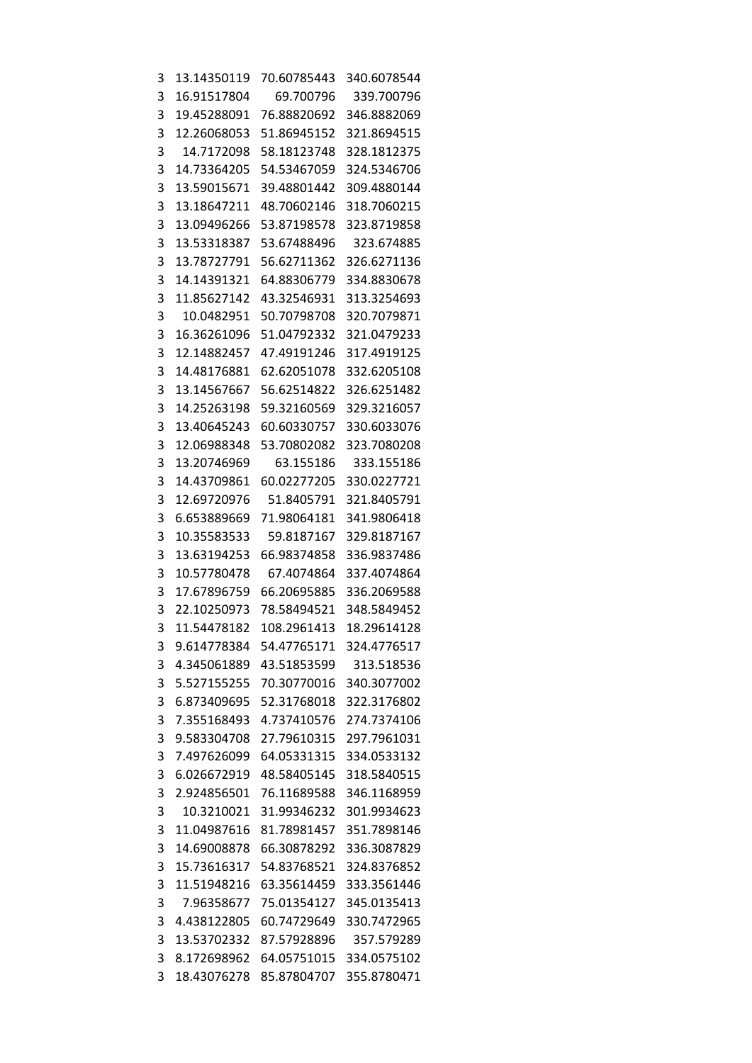| | | | |
|---|---|---|---|
| 3 | 13.14350119 | 70.60785443 | 340.6078544 |
| 3 | 16.91517804 | 69.700796 | 339.700796 |
| 3 | 19.45288091 | 76.88820692 | 346.8882069 |
| 3 | 12.26068053 | 51.86945152 | 321.8694515 |
| 3 | 14.7172098 | 58.18123748 | 328.1812375 |
| 3 | 14.73364205 | 54.53467059 | 324.5346706 |
| 3 | 13.59015671 | 39.48801442 | 309.4880144 |
| 3 | 13.18647211 | 48.70602146 | 318.7060215 |
| 3 | 13.09496266 | 53.87198578 | 323.8719858 |
| 3 | 13.53318387 | 53.67488496 | 323.674885 |
| 3 | 13.78727791 | 56.62711362 | 326.6271136 |
| 3 | 14.14391321 | 64.88306779 | 334.8830678 |
| 3 | 11.85627142 | 43.32546931 | 313.3254693 |
| 3 | 10.0482951 | 50.70798708 | 320.7079871 |
| 3 | 16.36261096 | 51.04792332 | 321.0479233 |
| 3 | 12.14882457 | 47.49191246 | 317.4919125 |
| 3 | 14.48176881 | 62.62051078 | 332.6205108 |
| 3 | 13.14567667 | 56.62514822 | 326.6251482 |
| 3 | 14.25263198 | 59.32160569 | 329.3216057 |
| 3 | 13.40645243 | 60.60330757 | 330.6033076 |
| 3 | 12.06988348 | 53.70802082 | 323.7080208 |
| 3 | 13.20746969 | 63.155186 | 333.155186 |
| 3 | 14.43709861 | 60.02277205 | 330.0227721 |
| 3 | 12.69720976 | 51.8405791 | 321.8405791 |
| 3 | 6.653889669 | 71.98064181 | 341.9806418 |
| 3 | 10.35583533 | 59.8187167 | 329.8187167 |
| 3 | 13.63194253 | 66.98374858 | 336.9837486 |
| 3 | 10.57780478 | 67.4074864 | 337.4074864 |
| 3 | 17.67896759 | 66.20695885 | 336.2069588 |
| 3 | 22.10250973 | 78.58494521 | 348.5849452 |
| 3 | 11.54478182 | 108.2961413 | 18.29614128 |
| 3 | 9.614778384 | 54.47765171 | 324.4776517 |
| 3 | 4.345061889 | 43.51853599 | 313.518536 |
| 3 | 5.527155255 | 70.30770016 | 340.3077002 |
| 3 | 6.873409695 | 52.31768018 | 322.3176802 |
| 3 | 7.355168493 | 4.737410576 | 274.7374106 |
| 3 | 9.583304708 | 27.79610315 | 297.7961031 |
| 3 | 7.497626099 | 64.05331315 | 334.0533132 |
| 3 | 6.026672919 | 48.58405145 | 318.5840515 |
| 3 | 2.924856501 | 76.11689588 | 346.1168959 |
| 3 | 10.3210021 | 31.99346232 | 301.9934623 |
| 3 | 11.04987616 | 81.78981457 | 351.7898146 |
| 3 | 14.69008878 | 66.30878292 | 336.3087829 |
| 3 | 15.73616317 | 54.83768521 | 324.8376852 |
| 3 | 11.51948216 | 63.35614459 | 333.3561446 |
| 3 | 7.96358677 | 75.01354127 | 345.0135413 |
| 3 | 4.438122805 | 60.74729649 | 330.7472965 |
| 3 | 13.53702332 | 87.57928896 | 357.579289 |
| 3 | 8.172698962 | 64.05751015 | 334.0575102 |
| 3 | 18.43076278 | 85.87804707 | 355.8780471 |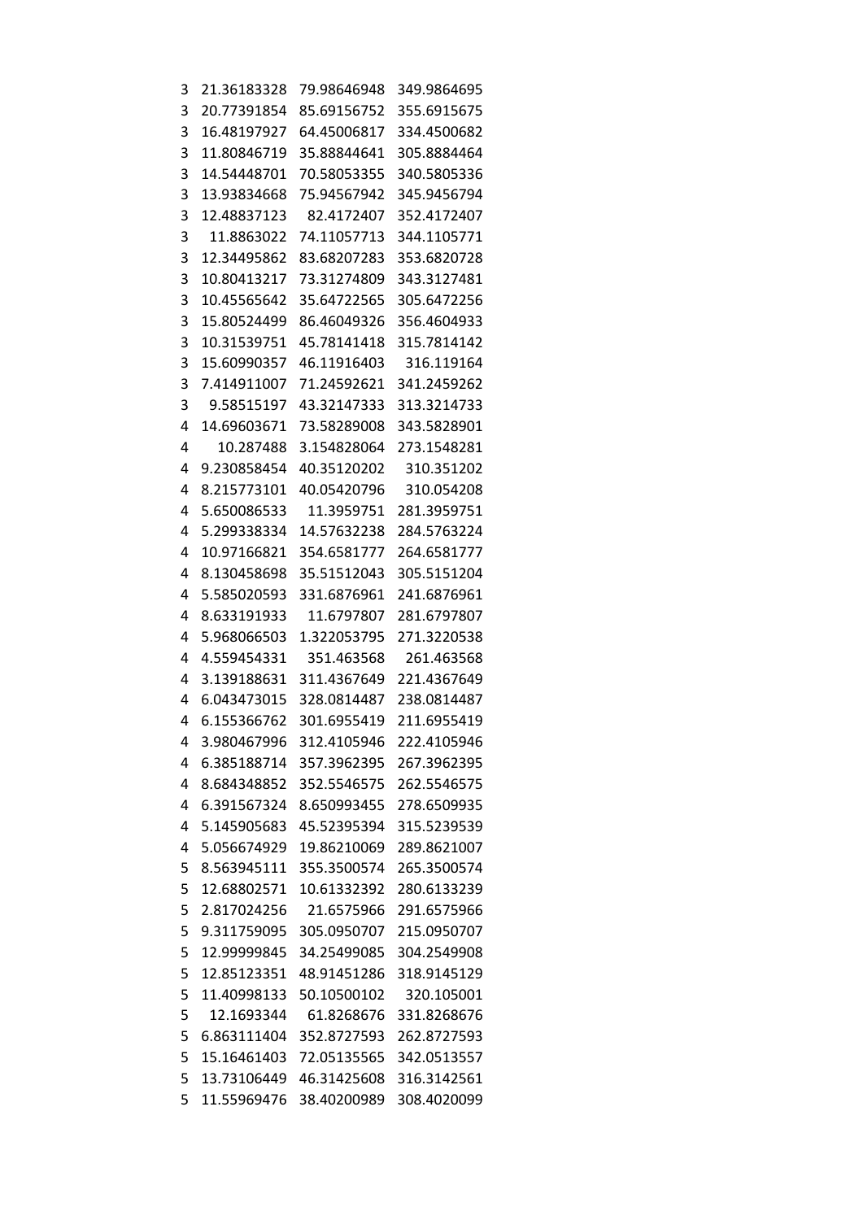| | | | |
|---|---|---|---|
| 3 | 21.36183328 | 79.98646948 | 349.9864695 |
| 3 | 20.77391854 | 85.69156752 | 355.6915675 |
| 3 | 16.48197927 | 64.45006817 | 334.4500682 |
| 3 | 11.80846719 | 35.88844641 | 305.8884464 |
| 3 | 14.54448701 | 70.58053355 | 340.5805336 |
| 3 | 13.93834668 | 75.94567942 | 345.9456794 |
| 3 | 12.48837123 | 82.4172407 | 352.4172407 |
| 3 | 11.8863022 | 74.11057713 | 344.1105771 |
| 3 | 12.34495862 | 83.68207283 | 353.6820728 |
| 3 | 10.80413217 | 73.31274809 | 343.3127481 |
| 3 | 10.45565642 | 35.64722565 | 305.6472256 |
| 3 | 15.80524499 | 86.46049326 | 356.4604933 |
| 3 | 10.31539751 | 45.78141418 | 315.7814142 |
| 3 | 15.60990357 | 46.11916403 | 316.119164 |
| 3 | 7.414911007 | 71.24592621 | 341.2459262 |
| 3 | 9.58515197 | 43.32147333 | 313.3214733 |
| 4 | 14.69603671 | 73.58289008 | 343.5828901 |
| 4 | 10.287488 | 3.154828064 | 273.1548281 |
| 4 | 9.230858454 | 40.35120202 | 310.351202 |
| 4 | 8.215773101 | 40.05420796 | 310.054208 |
| 4 | 5.650086533 | 11.3959751 | 281.3959751 |
| 4 | 5.299338334 | 14.57632238 | 284.5763224 |
| 4 | 10.97166821 | 354.6581777 | 264.6581777 |
| 4 | 8.130458698 | 35.51512043 | 305.5151204 |
| 4 | 5.585020593 | 331.6876961 | 241.6876961 |
| 4 | 8.633191933 | 11.6797807 | 281.6797807 |
| 4 | 5.968066503 | 1.322053795 | 271.3220538 |
| 4 | 4.559454331 | 351.463568 | 261.463568 |
| 4 | 3.139188631 | 311.4367649 | 221.4367649 |
| 4 | 6.043473015 | 328.0814487 | 238.0814487 |
| 4 | 6.155366762 | 301.6955419 | 211.6955419 |
| 4 | 3.980467996 | 312.4105946 | 222.4105946 |
| 4 | 6.385188714 | 357.3962395 | 267.3962395 |
| 4 | 8.684348852 | 352.5546575 | 262.5546575 |
| 4 | 6.391567324 | 8.650993455 | 278.6509935 |
| 4 | 5.145905683 | 45.52395394 | 315.5239539 |
| 4 | 5.056674929 | 19.86210069 | 289.8621007 |
| 5 | 8.563945111 | 355.3500574 | 265.3500574 |
| 5 | 12.68802571 | 10.61332392 | 280.6133239 |
| 5 | 2.817024256 | 21.6575966 | 291.6575966 |
| 5 | 9.311759095 | 305.0950707 | 215.0950707 |
| 5 | 12.99999845 | 34.25499085 | 304.2549908 |
| 5 | 12.85123351 | 48.91451286 | 318.9145129 |
| 5 | 11.40998133 | 50.10500102 | 320.105001 |
| 5 | 12.1693344 | 61.8268676 | 331.8268676 |
| 5 | 6.863111404 | 352.8727593 | 262.8727593 |
| 5 | 15.16461403 | 72.05135565 | 342.0513557 |
| 5 | 13.73106449 | 46.31425608 | 316.3142561 |
| 5 | 11.55969476 | 38.40200989 | 308.4020099 |